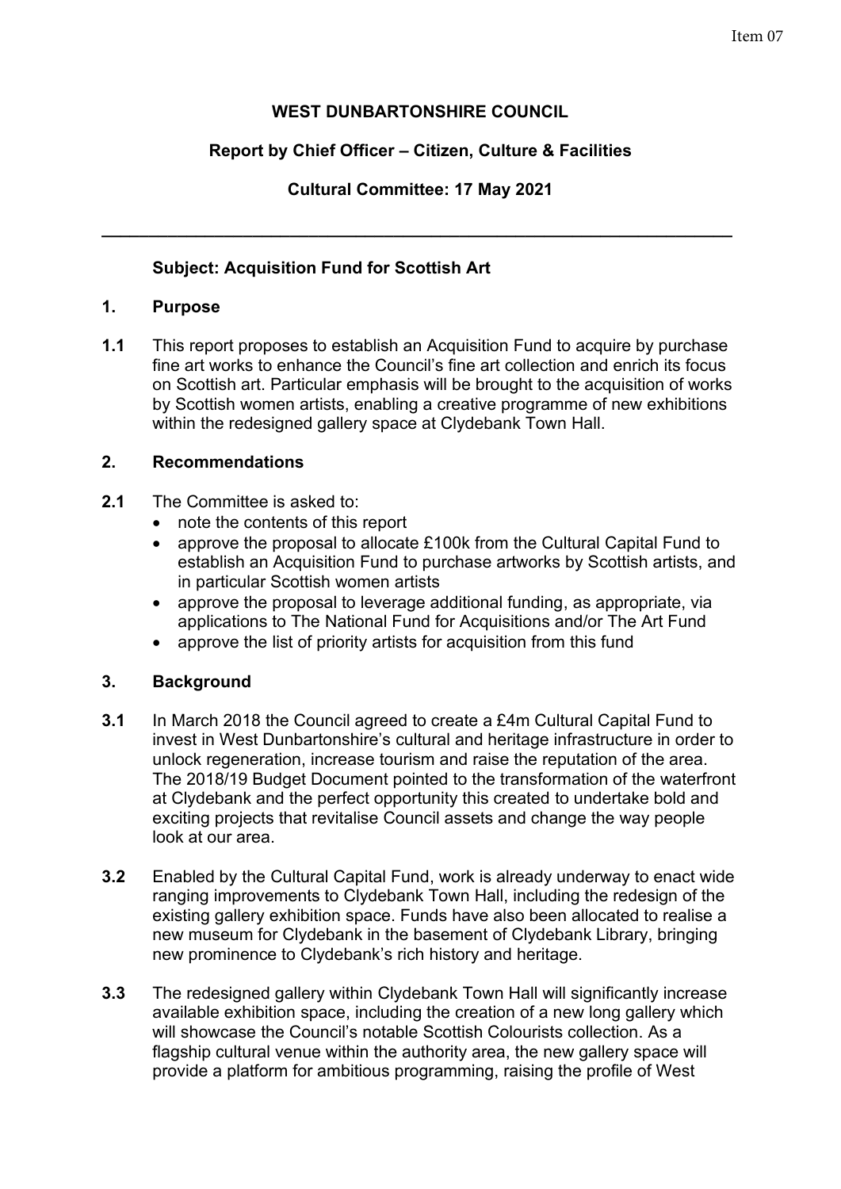Item 07

**WEST DUNBARTONSHIRE COUNCIL**

**Report by Chief Officer – Citizen, Culture & Facilities**

**Cultural Committee: 17 May 2021**

---

**Subject: Acquisition Fund for Scottish Art**

## 1. Purpose

**1.1** This report proposes to establish an Acquisition Fund to acquire by purchase fine art works to enhance the Council's fine art collection and enrich its focus on Scottish art. Particular emphasis will be brought to the acquisition of works by Scottish women artists, enabling a creative programme of new exhibitions within the redesigned gallery space at Clydebank Town Hall.

## 2. Recommendations

**2.1** The Committee is asked to:

- note the contents of this report
- approve the proposal to allocate £100k from the Cultural Capital Fund to establish an Acquisition Fund to purchase artworks by Scottish artists, and in particular Scottish women artists
- approve the proposal to leverage additional funding, as appropriate, via applications to The National Fund for Acquisitions and/or The Art Fund
- approve the list of priority artists for acquisition from this fund

## 3. Background

**3.1** In March 2018 the Council agreed to create a £4m Cultural Capital Fund to invest in West Dunbartonshire's cultural and heritage infrastructure in order to unlock regeneration, increase tourism and raise the reputation of the area. The 2018/19 Budget Document pointed to the transformation of the waterfront at Clydebank and the perfect opportunity this created to undertake bold and exciting projects that revitalise Council assets and change the way people look at our area.

**3.2** Enabled by the Cultural Capital Fund, work is already underway to enact wide ranging improvements to Clydebank Town Hall, including the redesign of the existing gallery exhibition space. Funds have also been allocated to realise a new museum for Clydebank in the basement of Clydebank Library, bringing new prominence to Clydebank's rich history and heritage.

**3.3** The redesigned gallery within Clydebank Town Hall will significantly increase available exhibition space, including the creation of a new long gallery which will showcase the Council's notable Scottish Colourists collection. As a flagship cultural venue within the authority area, the new gallery space will provide a platform for ambitious programming, raising the profile of West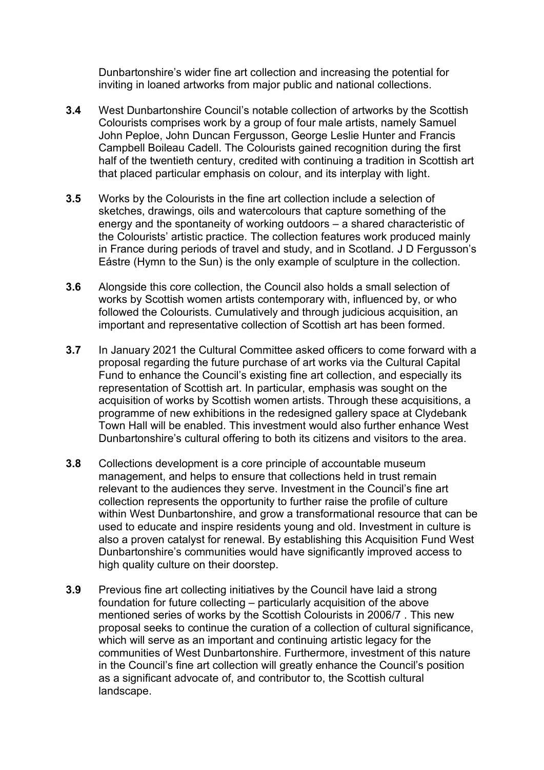Dunbartonshire's wider fine art collection and increasing the potential for inviting in loaned artworks from major public and national collections.

**3.4** West Dunbartonshire Council's notable collection of artworks by the Scottish Colourists comprises work by a group of four male artists, namely Samuel John Peploe, John Duncan Fergusson, George Leslie Hunter and Francis Campbell Boileau Cadell. The Colourists gained recognition during the first half of the twentieth century, credited with continuing a tradition in Scottish art that placed particular emphasis on colour, and its interplay with light.

**3.5** Works by the Colourists in the fine art collection include a selection of sketches, drawings, oils and watercolours that capture something of the energy and the spontaneity of working outdoors – a shared characteristic of the Colourists' artistic practice. The collection features work produced mainly in France during periods of travel and study, and in Scotland. J D Fergusson's Eástre (Hymn to the Sun) is the only example of sculpture in the collection.

**3.6** Alongside this core collection, the Council also holds a small selection of works by Scottish women artists contemporary with, influenced by, or who followed the Colourists. Cumulatively and through judicious acquisition, an important and representative collection of Scottish art has been formed.

**3.7** In January 2021 the Cultural Committee asked officers to come forward with a proposal regarding the future purchase of art works via the Cultural Capital Fund to enhance the Council's existing fine art collection, and especially its representation of Scottish art. In particular, emphasis was sought on the acquisition of works by Scottish women artists. Through these acquisitions, a programme of new exhibitions in the redesigned gallery space at Clydebank Town Hall will be enabled. This investment would also further enhance West Dunbartonshire's cultural offering to both its citizens and visitors to the area.

**3.8** Collections development is a core principle of accountable museum management, and helps to ensure that collections held in trust remain relevant to the audiences they serve. Investment in the Council's fine art collection represents the opportunity to further raise the profile of culture within West Dunbartonshire, and grow a transformational resource that can be used to educate and inspire residents young and old. Investment in culture is also a proven catalyst for renewal. By establishing this Acquisition Fund West Dunbartonshire's communities would have significantly improved access to high quality culture on their doorstep.

**3.9** Previous fine art collecting initiatives by the Council have laid a strong foundation for future collecting – particularly acquisition of the above mentioned series of works by the Scottish Colourists in 2006/7 . This new proposal seeks to continue the curation of a collection of cultural significance, which will serve as an important and continuing artistic legacy for the communities of West Dunbartonshire. Furthermore, investment of this nature in the Council's fine art collection will greatly enhance the Council's position as a significant advocate of, and contributor to, the Scottish cultural landscape.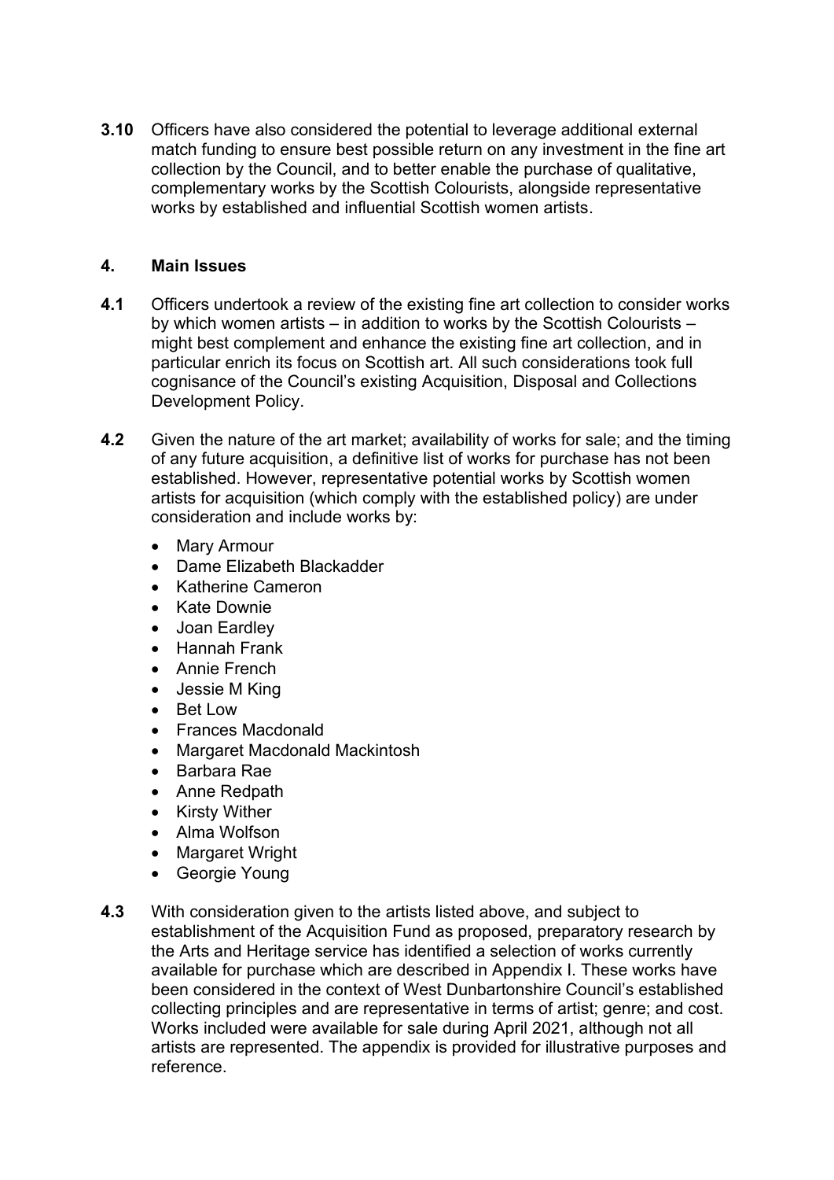**3.10** Officers have also considered the potential to leverage additional external match funding to ensure best possible return on any investment in the fine art collection by the Council, and to better enable the purchase of qualitative, complementary works by the Scottish Colourists, alongside representative works by established and influential Scottish women artists.

## 4. Main Issues

**4.1** Officers undertook a review of the existing fine art collection to consider works by which women artists – in addition to works by the Scottish Colourists – might best complement and enhance the existing fine art collection, and in particular enrich its focus on Scottish art. All such considerations took full cognisance of the Council's existing Acquisition, Disposal and Collections Development Policy.

**4.2** Given the nature of the art market; availability of works for sale; and the timing of any future acquisition, a definitive list of works for purchase has not been established. However, representative potential works by Scottish women artists for acquisition (which comply with the established policy) are under consideration and include works by:

- Mary Armour
- Dame Elizabeth Blackadder
- Katherine Cameron
- Kate Downie
- Joan Eardley
- Hannah Frank
- Annie French
- Jessie M King
- Bet Low
- Frances Macdonald
- Margaret Macdonald Mackintosh
- Barbara Rae
- Anne Redpath
- Kirsty Wither
- Alma Wolfson
- Margaret Wright
- Georgie Young

**4.3** With consideration given to the artists listed above, and subject to establishment of the Acquisition Fund as proposed, preparatory research by the Arts and Heritage service has identified a selection of works currently available for purchase which are described in Appendix I. These works have been considered in the context of West Dunbartonshire Council's established collecting principles and are representative in terms of artist; genre; and cost. Works included were available for sale during April 2021, although not all artists are represented. The appendix is provided for illustrative purposes and reference.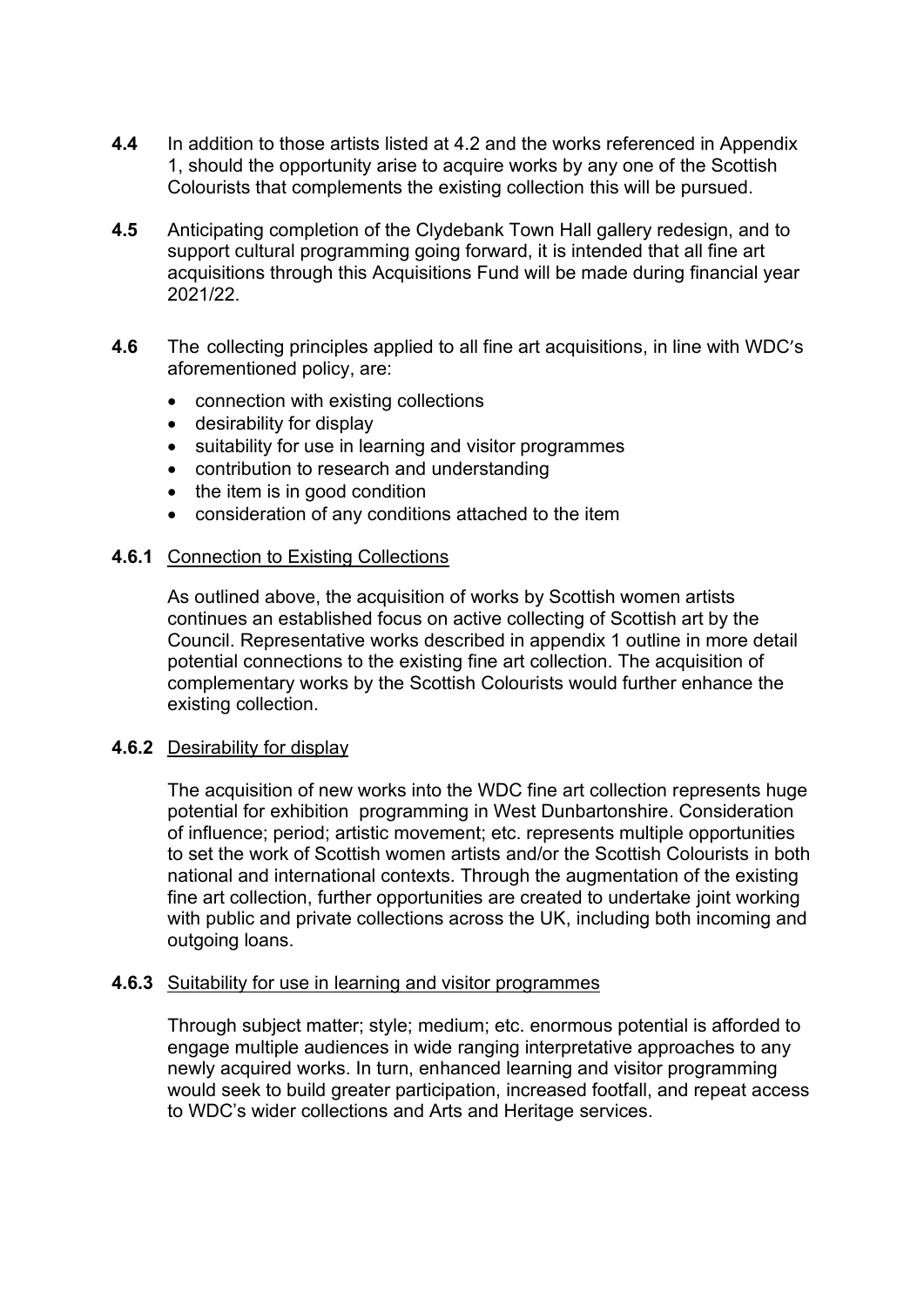**4.4** In addition to those artists listed at 4.2 and the works referenced in Appendix 1, should the opportunity arise to acquire works by any one of the Scottish Colourists that complements the existing collection this will be pursued.

**4.5** Anticipating completion of the Clydebank Town Hall gallery redesign, and to support cultural programming going forward, it is intended that all fine art acquisitions through this Acquisitions Fund will be made during financial year 2021/22.

**4.6** The collecting principles applied to all fine art acquisitions, in line with WDC's aforementioned policy, are:

- connection with existing collections
- desirability for display
- suitability for use in learning and visitor programmes
- contribution to research and understanding
- the item is in good condition
- consideration of any conditions attached to the item

**4.6.1** Connection to Existing Collections

As outlined above, the acquisition of works by Scottish women artists continues an established focus on active collecting of Scottish art by the Council. Representative works described in appendix 1 outline in more detail potential connections to the existing fine art collection. The acquisition of complementary works by the Scottish Colourists would further enhance the existing collection.

**4.6.2** Desirability for display

The acquisition of new works into the WDC fine art collection represents huge potential for exhibition programming in West Dunbartonshire. Consideration of influence; period; artistic movement; etc. represents multiple opportunities to set the work of Scottish women artists and/or the Scottish Colourists in both national and international contexts. Through the augmentation of the existing fine art collection, further opportunities are created to undertake joint working with public and private collections across the UK, including both incoming and outgoing loans.

**4.6.3** Suitability for use in learning and visitor programmes

Through subject matter; style; medium; etc. enormous potential is afforded to engage multiple audiences in wide ranging interpretative approaches to any newly acquired works. In turn, enhanced learning and visitor programming would seek to build greater participation, increased footfall, and repeat access to WDC's wider collections and Arts and Heritage services.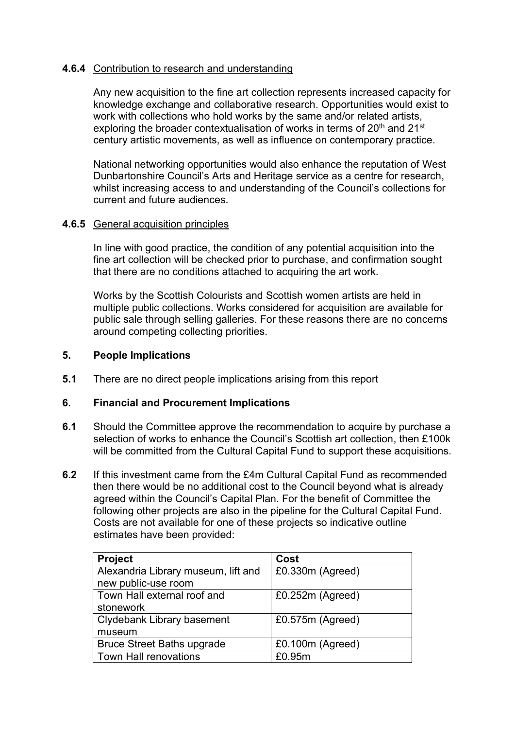**4.6.4** Contribution to research and understanding

Any new acquisition to the fine art collection represents increased capacity for knowledge exchange and collaborative research. Opportunities would exist to work with collections who hold works by the same and/or related artists, exploring the broader contextualisation of works in terms of 20th and 21st century artistic movements, as well as influence on contemporary practice.

National networking opportunities would also enhance the reputation of West Dunbartonshire Council's Arts and Heritage service as a centre for research, whilst increasing access to and understanding of the Council's collections for current and future audiences.

**4.6.5** General acquisition principles

In line with good practice, the condition of any potential acquisition into the fine art collection will be checked prior to purchase, and confirmation sought that there are no conditions attached to acquiring the art work.

Works by the Scottish Colourists and Scottish women artists are held in multiple public collections. Works considered for acquisition are available for public sale through selling galleries. For these reasons there are no concerns around competing collecting priorities.

## 5. People Implications

**5.1** There are no direct people implications arising from this report

## 6. Financial and Procurement Implications

**6.1** Should the Committee approve the recommendation to acquire by purchase a selection of works to enhance the Council's Scottish art collection, then £100k will be committed from the Cultural Capital Fund to support these acquisitions.

**6.2** If this investment came from the £4m Cultural Capital Fund as recommended then there would be no additional cost to the Council beyond what is already agreed within the Council's Capital Plan. For the benefit of Committee the following other projects are also in the pipeline for the Cultural Capital Fund. Costs are not available for one of these projects so indicative outline estimates have been provided:

| Project | Cost |
|---|---|
| Alexandria Library museum, lift and new public-use room | £0.330m (Agreed) |
| Town Hall external roof and stonework | £0.252m (Agreed) |
| Clydebank Library basement museum | £0.575m (Agreed) |
| Bruce Street Baths upgrade | £0.100m (Agreed) |
| Town Hall renovations | £0.95m |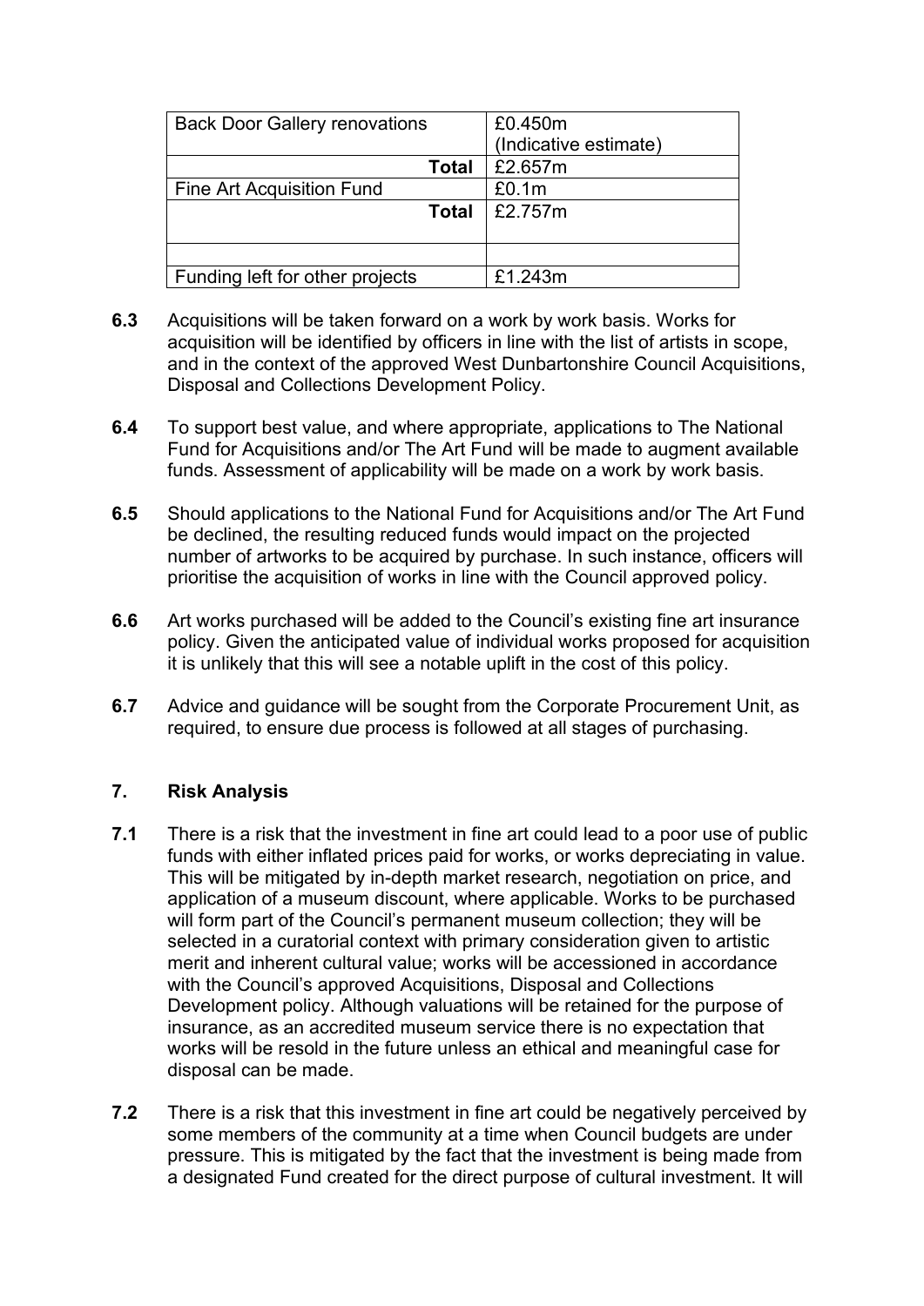| | |
|---|---|
| Back Door Gallery renovations | £0.450m (Indicative estimate) |
| **Total** | £2.657m |
| Fine Art Acquisition Fund | £0.1m |
| **Total** | £2.757m |
| | |
| Funding left for other projects | £1.243m |

**6.3** Acquisitions will be taken forward on a work by work basis. Works for acquisition will be identified by officers in line with the list of artists in scope, and in the context of the approved West Dunbartonshire Council Acquisitions, Disposal and Collections Development Policy.

**6.4** To support best value, and where appropriate, applications to The National Fund for Acquisitions and/or The Art Fund will be made to augment available funds. Assessment of applicability will be made on a work by work basis.

**6.5** Should applications to the National Fund for Acquisitions and/or The Art Fund be declined, the resulting reduced funds would impact on the projected number of artworks to be acquired by purchase. In such instance, officers will prioritise the acquisition of works in line with the Council approved policy.

**6.6** Art works purchased will be added to the Council's existing fine art insurance policy. Given the anticipated value of individual works proposed for acquisition it is unlikely that this will see a notable uplift in the cost of this policy.

**6.7** Advice and guidance will be sought from the Corporate Procurement Unit, as required, to ensure due process is followed at all stages of purchasing.

## 7. Risk Analysis

**7.1** There is a risk that the investment in fine art could lead to a poor use of public funds with either inflated prices paid for works, or works depreciating in value. This will be mitigated by in-depth market research, negotiation on price, and application of a museum discount, where applicable. Works to be purchased will form part of the Council's permanent museum collection; they will be selected in a curatorial context with primary consideration given to artistic merit and inherent cultural value; works will be accessioned in accordance with the Council's approved Acquisitions, Disposal and Collections Development policy. Although valuations will be retained for the purpose of insurance, as an accredited museum service there is no expectation that works will be resold in the future unless an ethical and meaningful case for disposal can be made.

**7.2** There is a risk that this investment in fine art could be negatively perceived by some members of the community at a time when Council budgets are under pressure. This is mitigated by the fact that the investment is being made from a designated Fund created for the direct purpose of cultural investment. It will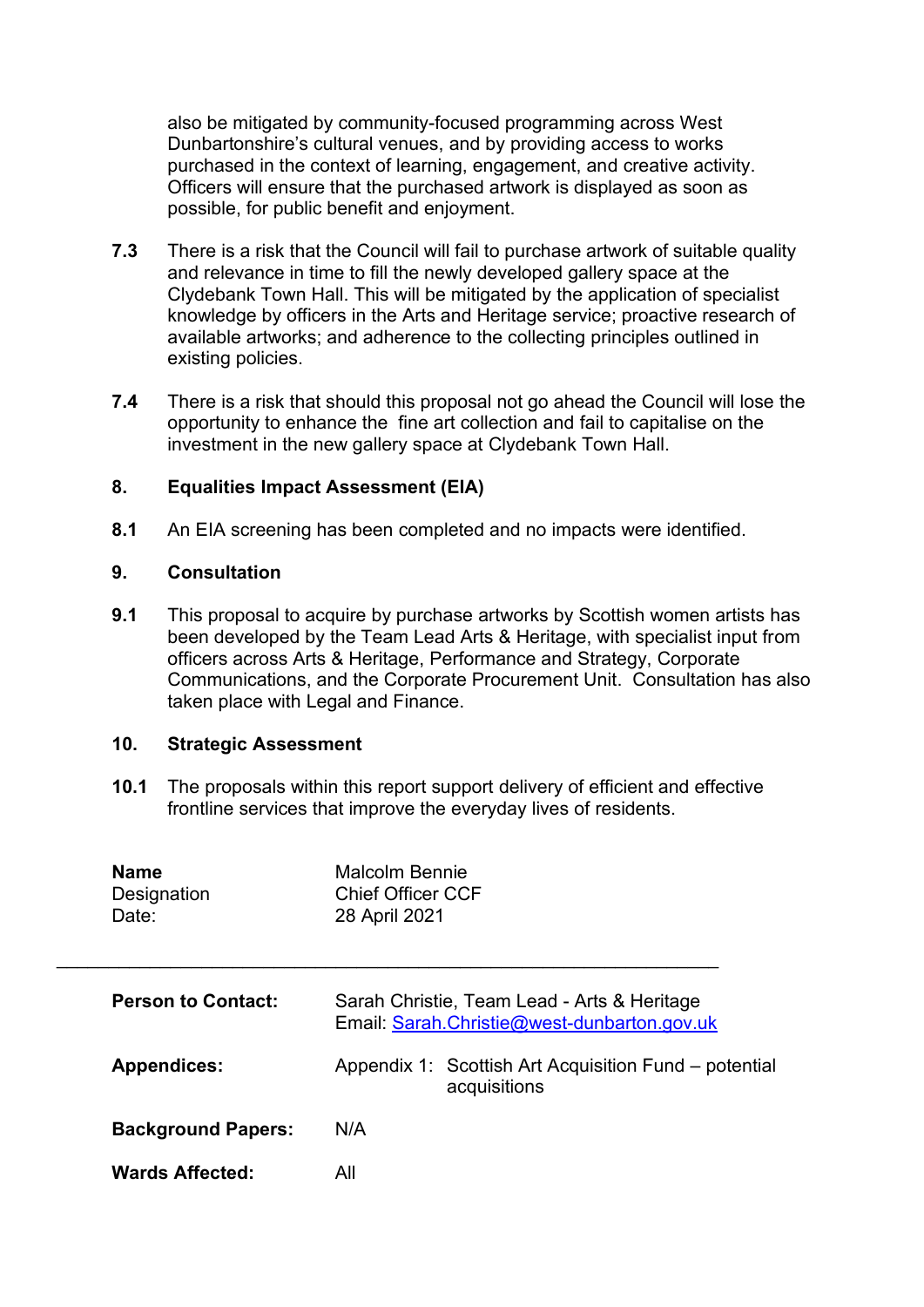also be mitigated by community-focused programming across West Dunbartonshire's cultural venues, and by providing access to works purchased in the context of learning, engagement, and creative activity. Officers will ensure that the purchased artwork is displayed as soon as possible, for public benefit and enjoyment.

**7.3** There is a risk that the Council will fail to purchase artwork of suitable quality and relevance in time to fill the newly developed gallery space at the Clydebank Town Hall. This will be mitigated by the application of specialist knowledge by officers in the Arts and Heritage service; proactive research of available artworks; and adherence to the collecting principles outlined in existing policies.

**7.4** There is a risk that should this proposal not go ahead the Council will lose the opportunity to enhance the fine art collection and fail to capitalise on the investment in the new gallery space at Clydebank Town Hall.

## 8. Equalities Impact Assessment (EIA)

**8.1** An EIA screening has been completed and no impacts were identified.

## 9. Consultation

**9.1** This proposal to acquire by purchase artworks by Scottish women artists has been developed by the Team Lead Arts & Heritage, with specialist input from officers across Arts & Heritage, Performance and Strategy, Corporate Communications, and the Corporate Procurement Unit. Consultation has also taken place with Legal and Finance.

## 10. Strategic Assessment

**10.1** The proposals within this report support delivery of efficient and effective frontline services that improve the everyday lives of residents.

| | |
|---|---|
| **Name** | Malcolm Bennie |
| Designation | Chief Officer CCF |
| Date: | 28 April 2021 |

---

| | |
|---|---|
| **Person to Contact:** | Sarah Christie, Team Lead - Arts & Heritage<br>Email: Sarah.Christie@west-dunbarton.gov.uk |
| **Appendices:** | Appendix 1: Scottish Art Acquisition Fund – potential acquisitions |
| **Background Papers:** | N/A |
| **Wards Affected:** | All |